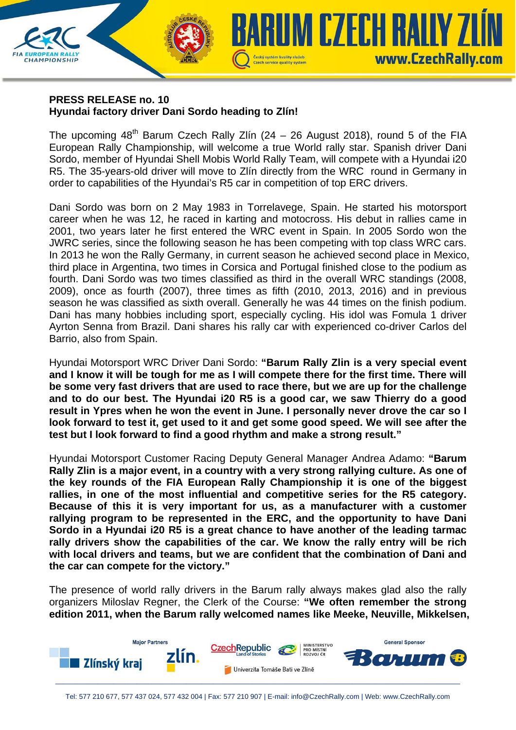**PRESS RELEASE no. 10**
**Hyundai factory driver Dani Sordo heading to Zlín!**

The upcoming 48th Barum Czech Rally Zlín (24 – 26 August 2018), round 5 of the FIA European Rally Championship, will welcome a true World rally star. Spanish driver Dani Sordo, member of Hyundai Shell Mobis World Rally Team, will compete with a Hyundai i20 R5. The 35-years-old driver will move to Zlín directly from the WRC round in Germany in order to capabilities of the Hyundai's R5 car in competition of top ERC drivers.

Dani Sordo was born on 2 May 1983 in Torrelavege, Spain. He started his motorsport career when he was 12, he raced in karting and motocross. His debut in rallies came in 2001, two years later he first entered the WRC event in Spain. In 2005 Sordo won the JWRC series, since the following season he has been competing with top class WRC cars. In 2013 he won the Rally Germany, in current season he achieved second place in Mexico, third place in Argentina, two times in Corsica and Portugal finished close to the podium as fourth. Dani Sordo was two times classified as third in the overall WRC standings (2008, 2009), once as fourth (2007), three times as fifth (2010, 2013, 2016) and in previous season he was classified as sixth overall. Generally he was 44 times on the finish podium. Dani has many hobbies including sport, especially cycling. His idol was Fomula 1 driver Ayrton Senna from Brazil. Dani shares his rally car with experienced co-driver Carlos del Barrio, also from Spain.

Hyundai Motorsport WRC Driver Dani Sordo: **"Barum Rally Zlin is a very special event and I know it will be tough for me as I will compete there for the first time. There will be some very fast drivers that are used to race there, but we are up for the challenge and to do our best. The Hyundai i20 R5 is a good car, we saw Thierry do a good result in Ypres when he won the event in June. I personally never drove the car so I look forward to test it, get used to it and get some good speed. We will see after the test but I look forward to find a good rhythm and make a strong result."**

Hyundai Motorsport Customer Racing Deputy General Manager Andrea Adamo: **"Barum Rally Zlin is a major event, in a country with a very strong rallying culture. As one of the key rounds of the FIA European Rally Championship it is one of the biggest rallies, in one of the most influential and competitive series for the R5 category. Because of this it is very important for us, as a manufacturer with a customer rallying program to be represented in the ERC, and the opportunity to have Dani Sordo in a Hyundai i20 R5 is a great chance to have another of the leading tarmac rally drivers show the capabilities of the car. We know the rally entry will be rich with local drivers and teams, but we are confident that the combination of Dani and the car can compete for the victory."**

The presence of world rally drivers in the Barum rally always makes glad also the rally organizers Miloslav Regner, the Clerk of the Course: **"We often remember the strong edition 2011, when the Barum rally welcomed names like Meeke, Neuville, Mikkelsen,**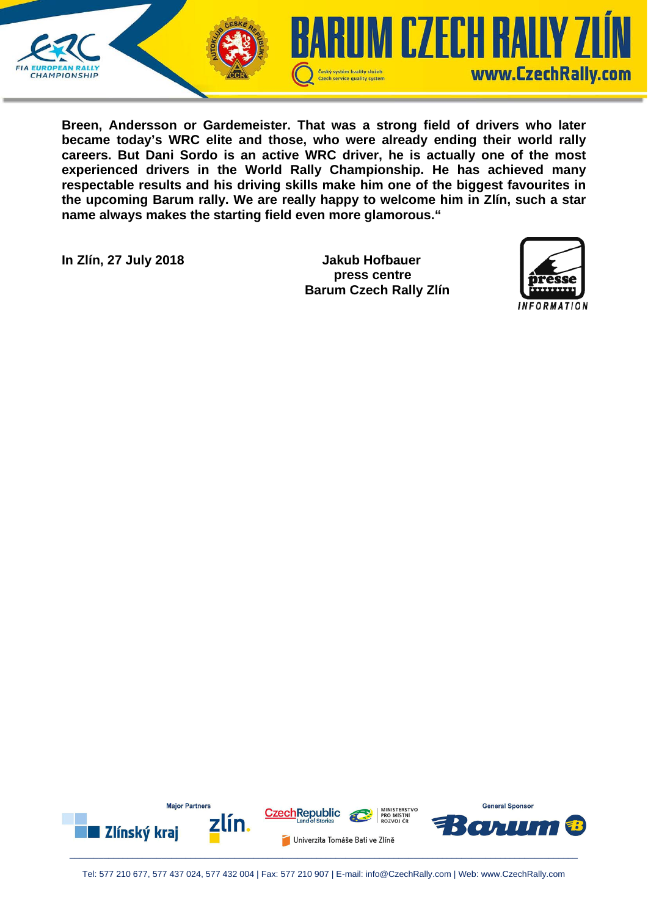**Breen, Andersson or Gardemeister. That was a strong field of drivers who later became today's WRC elite and those, who were already ending their world rally careers. But Dani Sordo is an active WRC driver, he is actually one of the most experienced drivers in the World Rally Championship. He has achieved many respectable results and his driving skills make him one of the biggest favourites in the upcoming Barum rally. We are really happy to welcome him in Zlín, such a star name always makes the starting field even more glamorous."**

**In Zlín, 27 July 2018**

**Jakub Hofbauer**
**press centre**
**Barum Czech Rally Zlín**